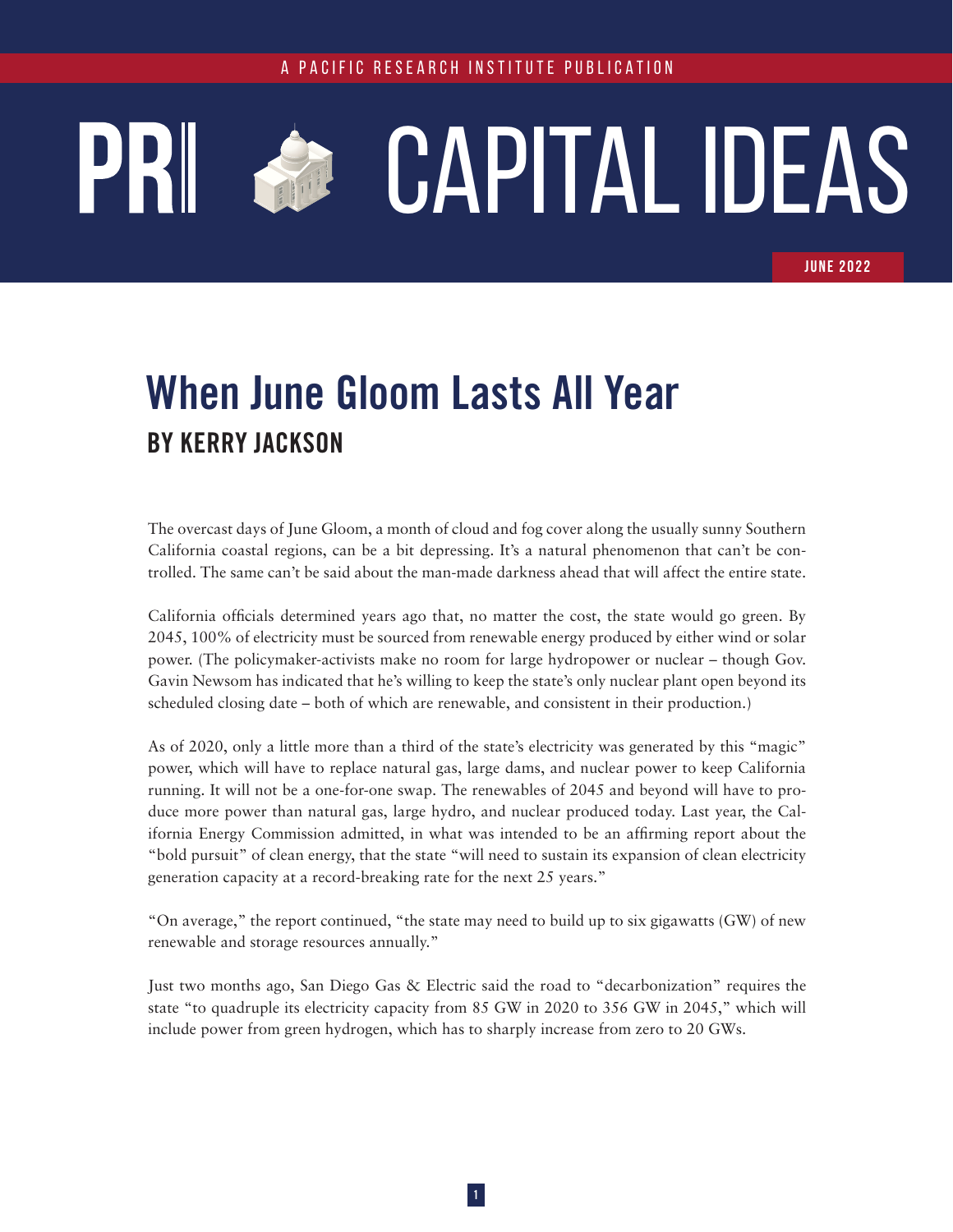A PACIFIC RESEARCH INSTITUTE PUBLICATION

# PRI CAPITAL IDEAS

JUNE 2022

## When June Gloom Lasts All Year

### BY KERRY JACKSON

The overcast days of June Gloom, a month of cloud and fog cover along the usually sunny Southern California coastal regions, can be a bit depressing. It's a natural phenomenon that can't be controlled. The same can't be said about the man-made darkness ahead that will affect the entire state.

California officials determined years ago that, no matter the cost, the state would go green. By 2045, 100% of electricity must be sourced from renewable energy produced by either wind or solar power. (The policymaker-activists make no room for large hydropower or nuclear – though Gov. Gavin Newsom has indicated that he's willing to keep the state's only nuclear plant open beyond its scheduled closing date – both of which are renewable, and consistent in their production.)

As of 2020, only a little more than a third of the state's electricity was generated by this "magic" power, which will have to replace natural gas, large dams, and nuclear power to keep California running. It will not be a one-for-one swap. The renewables of 2045 and beyond will have to produce more power than natural gas, large hydro, and nuclear produced today. Last year, the California Energy Commission admitted, in what was intended to be an affirming report about the "bold pursuit" of clean energy, that the state "will need to sustain its expansion of clean electricity generation capacity at a record-breaking rate for the next 25 years."

"On average," the report continued, "the state may need to build up to six gigawatts (GW) of new renewable and storage resources annually."

Just two months ago, San Diego Gas & Electric said the road to "decarbonization" requires the state "to quadruple its electricity capacity from 85 GW in 2020 to 356 GW in 2045," which will include power from green hydrogen, which has to sharply increase from zero to 20 GWs.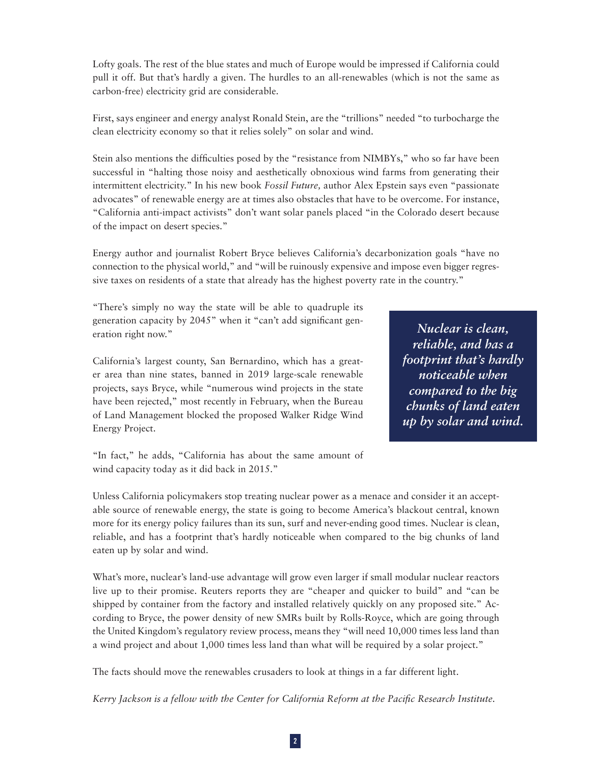Lofty goals. The rest of the blue states and much of Europe would be impressed if California could pull it off. But that's hardly a given. The hurdles to an all-renewables (which is not the same as carbon-free) electricity grid are considerable.

First, says engineer and energy analyst Ronald Stein, are the "trillions" needed "to turbocharge the clean electricity economy so that it relies solely" on solar and wind.

Stein also mentions the difficulties posed by the "resistance from NIMBYs," who so far have been successful in "halting those noisy and aesthetically obnoxious wind farms from generating their intermittent electricity." In his new book *Fossil Future,* author Alex Epstein says even "passionate advocates" of renewable energy are at times also obstacles that have to be overcome. For instance, "California anti-impact activists" don't want solar panels placed "in the Colorado desert because of the impact on desert species."

Energy author and journalist Robert Bryce believes California's decarbonization goals "have no connection to the physical world," and "will be ruinously expensive and impose even bigger regressive taxes on residents of a state that already has the highest poverty rate in the country."

"There's simply no way the state will be able to quadruple its generation capacity by 2045" when it "can't add significant generation right now."

California's largest county, San Bernardino, which has a greater area than nine states, banned in 2019 large-scale renewable projects, says Bryce, while "numerous wind projects in the state have been rejected," most recently in February, when the Bureau of Land Management blocked the proposed Walker Ridge Wind Energy Project.

"In fact," he adds, "California has about the same amount of wind capacity today as it did back in 2015."

> ***Nuclear is clean, reliable, and has a footprint that's hardly noticeable when compared to the big chunks of land eaten up by solar and wind.***

Unless California policymakers stop treating nuclear power as a menace and consider it an acceptable source of renewable energy, the state is going to become America's blackout central, known more for its energy policy failures than its sun, surf and never-ending good times. Nuclear is clean, reliable, and has a footprint that's hardly noticeable when compared to the big chunks of land eaten up by solar and wind.

What's more, nuclear's land-use advantage will grow even larger if small modular nuclear reactors live up to their promise. Reuters reports they are "cheaper and quicker to build" and "can be shipped by container from the factory and installed relatively quickly on any proposed site." According to Bryce, the power density of new SMRs built by Rolls-Royce, which are going through the United Kingdom's regulatory review process, means they "will need 10,000 times less land than a wind project and about 1,000 times less land than what will be required by a solar project."

The facts should move the renewables crusaders to look at things in a far different light.

*Kerry Jackson is a fellow with the Center for California Reform at the Pacific Research Institute.*